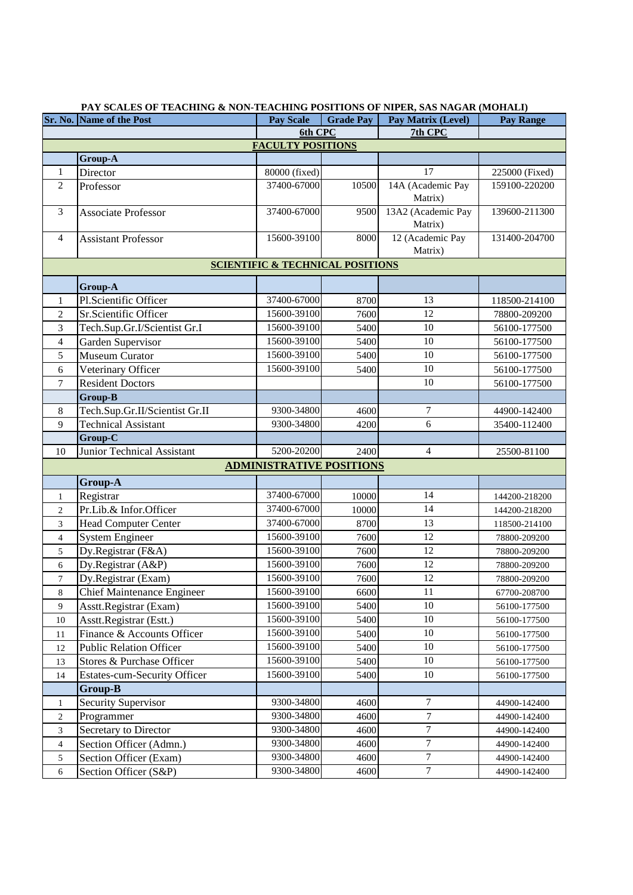**PAY SCALES OF TEACHING & NON-TEACHING POSITIONS OF NIPER, SAS NAGAR (MOHALI)**

| Sr. No. | Name of the Post | Pay Scale | Grade Pay | Pay Matrix (Level) | Pay Range |
|---|---|---|---|---|---|
| | | 6th CPC | | 7th CPC | |
| | **FACULTY POSITIONS** | | | | |
| | **Group-A** | | | | |
| 1 | Director | 80000 (fixed) | | 17 | 225000 (Fixed) |
| 2 | Professor | 37400-67000 | 10500 | 14A (Academic Pay Matrix) | 159100-220200 |
| 3 | Associate Professor | 37400-67000 | 9500 | 13A2 (Academic Pay Matrix) | 139600-211300 |
| 4 | Assistant Professor | 15600-39100 | 8000 | 12 (Academic Pay Matrix) | 131400-204700 |
| | **SCIENTIFIC & TECHNICAL POSITIONS** | | | | |
| | **Group-A** | | | | |
| 1 | Pl.Scientific Officer | 37400-67000 | 8700 | 13 | 118500-214100 |
| 2 | Sr.Scientific Officer | 15600-39100 | 7600 | 12 | 78800-209200 |
| 3 | Tech.Sup.Gr.I/Scientist Gr.I | 15600-39100 | 5400 | 10 | 56100-177500 |
| 4 | Garden Supervisor | 15600-39100 | 5400 | 10 | 56100-177500 |
| 5 | Museum Curator | 15600-39100 | 5400 | 10 | 56100-177500 |
| 6 | Veterinary Officer | 15600-39100 | 5400 | 10 | 56100-177500 |
| 7 | Resident Doctors | | | 10 | 56100-177500 |
| | **Group-B** | | | | |
| 8 | Tech.Sup.Gr.II/Scientist Gr.II | 9300-34800 | 4600 | 7 | 44900-142400 |
| 9 | Technical Assistant | 9300-34800 | 4200 | 6 | 35400-112400 |
| | **Group-C** | | | | |
| 10 | Junior Technical Assistant | 5200-20200 | 2400 | 4 | 25500-81100 |
| | **ADMINISTRATIVE POSITIONS** | | | | |
| | **Group-A** | | | | |
| 1 | Registrar | 37400-67000 | 10000 | 14 | 144200-218200 |
| 2 | Pr.Lib.& Infor.Officer | 37400-67000 | 10000 | 14 | 144200-218200 |
| 3 | Head Computer Center | 37400-67000 | 8700 | 13 | 118500-214100 |
| 4 | System Engineer | 15600-39100 | 7600 | 12 | 78800-209200 |
| 5 | Dy.Registrar (F&A) | 15600-39100 | 7600 | 12 | 78800-209200 |
| 6 | Dy.Registrar (A&P) | 15600-39100 | 7600 | 12 | 78800-209200 |
| 7 | Dy.Registrar (Exam) | 15600-39100 | 7600 | 12 | 78800-209200 |
| 8 | Chief Maintenance Engineer | 15600-39100 | 6600 | 11 | 67700-208700 |
| 9 | Asstt.Registrar (Exam) | 15600-39100 | 5400 | 10 | 56100-177500 |
| 10 | Asstt.Registrar (Estt.) | 15600-39100 | 5400 | 10 | 56100-177500 |
| 11 | Finance & Accounts Officer | 15600-39100 | 5400 | 10 | 56100-177500 |
| 12 | Public Relation Officer | 15600-39100 | 5400 | 10 | 56100-177500 |
| 13 | Stores & Purchase Officer | 15600-39100 | 5400 | 10 | 56100-177500 |
| 14 | Estates-cum-Security Officer | 15600-39100 | 5400 | 10 | 56100-177500 |
| | **Group-B** | | | | |
| 1 | Security Supervisor | 9300-34800 | 4600 | 7 | 44900-142400 |
| 2 | Programmer | 9300-34800 | 4600 | 7 | 44900-142400 |
| 3 | Secretary to Director | 9300-34800 | 4600 | 7 | 44900-142400 |
| 4 | Section Officer (Admn.) | 9300-34800 | 4600 | 7 | 44900-142400 |
| 5 | Section Officer (Exam) | 9300-34800 | 4600 | 7 | 44900-142400 |
| 6 | Section Officer (S&P) | 9300-34800 | 4600 | 7 | 44900-142400 |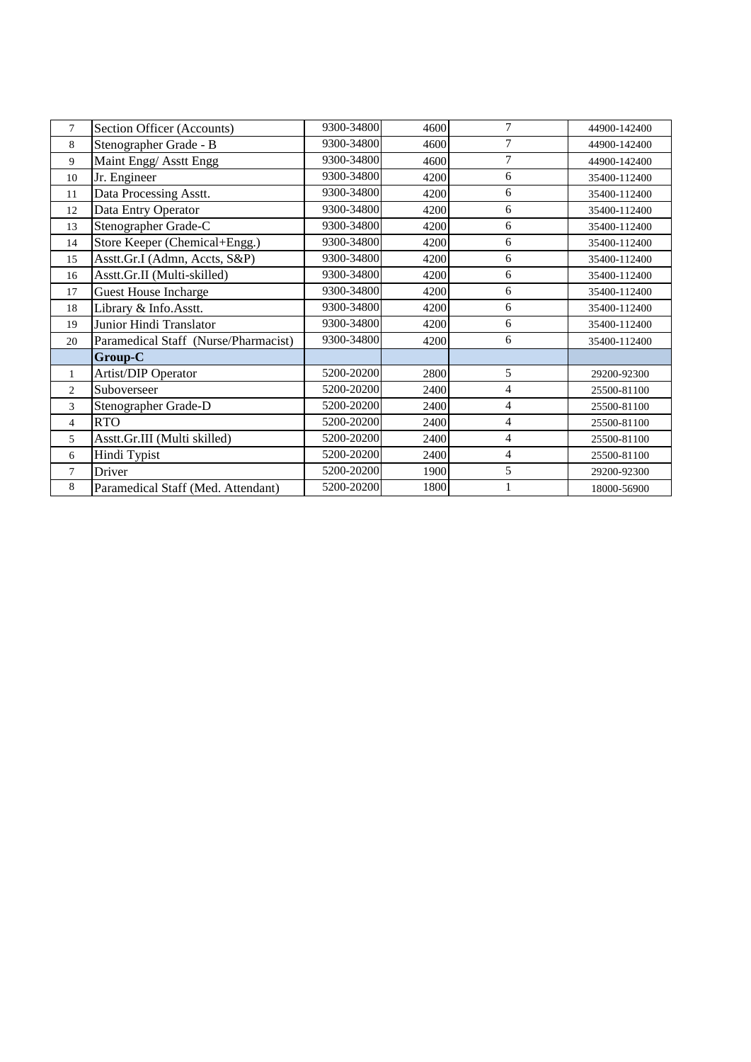| | | | | | |
|---|---|---|---|---|---|
| 7 | Section Officer (Accounts) | 9300-34800 | 4600 | 7 | 44900-142400 |
| 8 | Stenographer Grade - B | 9300-34800 | 4600 | 7 | 44900-142400 |
| 9 | Maint Engg/ Asstt Engg | 9300-34800 | 4600 | 7 | 44900-142400 |
| 10 | Jr. Engineer | 9300-34800 | 4200 | 6 | 35400-112400 |
| 11 | Data Processing Asstt. | 9300-34800 | 4200 | 6 | 35400-112400 |
| 12 | Data Entry Operator | 9300-34800 | 4200 | 6 | 35400-112400 |
| 13 | Stenographer Grade-C | 9300-34800 | 4200 | 6 | 35400-112400 |
| 14 | Store Keeper (Chemical+Engg.) | 9300-34800 | 4200 | 6 | 35400-112400 |
| 15 | Asstt.Gr.I (Admn, Accts, S&P) | 9300-34800 | 4200 | 6 | 35400-112400 |
| 16 | Asstt.Gr.II (Multi-skilled) | 9300-34800 | 4200 | 6 | 35400-112400 |
| 17 | Guest House Incharge | 9300-34800 | 4200 | 6 | 35400-112400 |
| 18 | Library & Info.Asstt. | 9300-34800 | 4200 | 6 | 35400-112400 |
| 19 | Junior Hindi Translator | 9300-34800 | 4200 | 6 | 35400-112400 |
| 20 | Paramedical Staff (Nurse/Pharmacist) | 9300-34800 | 4200 | 6 | 35400-112400 |
| | **Group-C** | | | | |
| 1 | Artist/DIP Operator | 5200-20200 | 2800 | 5 | 29200-92300 |
| 2 | Suboverseer | 5200-20200 | 2400 | 4 | 25500-81100 |
| 3 | Stenographer Grade-D | 5200-20200 | 2400 | 4 | 25500-81100 |
| 4 | RTO | 5200-20200 | 2400 | 4 | 25500-81100 |
| 5 | Asstt.Gr.III (Multi skilled) | 5200-20200 | 2400 | 4 | 25500-81100 |
| 6 | Hindi Typist | 5200-20200 | 2400 | 4 | 25500-81100 |
| 7 | Driver | 5200-20200 | 1900 | 5 | 29200-92300 |
| 8 | Paramedical Staff (Med. Attendant) | 5200-20200 | 1800 | 1 | 18000-56900 |